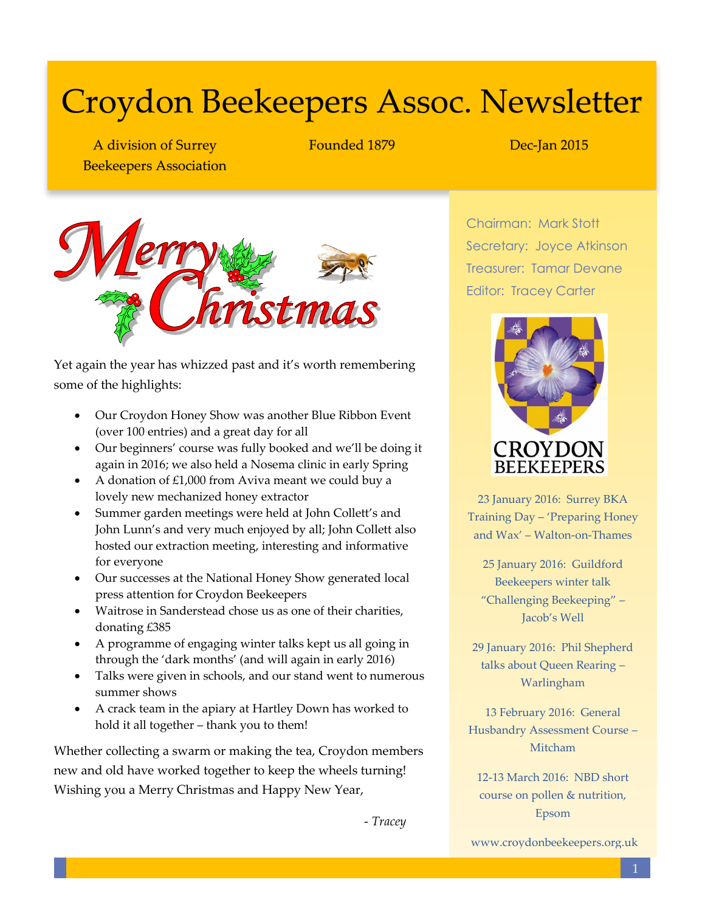# Croydon Beekeepers Assoc. Newsletter

A division of Surrey Beekeepers Association

Founded 1879

Dec-Jan 2015

Merry Christmas

Yet again the year has whizzed past and it's worth remembering some of the highlights:

- Our Croydon Honey Show was another Blue Ribbon Event (over 100 entries) and a great day for all
- Our beginners' course was fully booked and we'll be doing it again in 2016; we also held a Nosema clinic in early Spring
- A donation of £1,000 from Aviva meant we could buy a lovely new mechanized honey extractor
- Summer garden meetings were held at John Collett's and John Lunn's and very much enjoyed by all; John Collett also hosted our extraction meeting, interesting and informative for everyone
- Our successes at the National Honey Show generated local press attention for Croydon Beekeepers
- Waitrose in Sanderstead chose us as one of their charities, donating £385
- A programme of engaging winter talks kept us all going in through the 'dark months' (and will again in early 2016)
- Talks were given in schools, and our stand went to numerous summer shows
- A crack team in the apiary at Hartley Down has worked to hold it all together – thank you to them!

Whether collecting a swarm or making the tea, Croydon members new and old have worked together to keep the wheels turning! Wishing you a Merry Christmas and Happy New Year,

*- Tracey*

Chairman: Mark Stott
Secretary: Joyce Atkinson
Treasurer: Tamar Devane
Editor: Tracey Carter

CROYDON BEEKEEPERS

23 January 2016: Surrey BKA Training Day – 'Preparing Honey and Wax' – Walton-on-Thames

25 January 2016: Guildford Beekeepers winter talk "Challenging Beekeeping" – Jacob's Well

29 January 2016: Phil Shepherd talks about Queen Rearing – Warlingham

13 February 2016: General Husbandry Assessment Course – Mitcham

12-13 March 2016: NBD short course on pollen & nutrition, Epsom

www.croydonbeekeepers.org.uk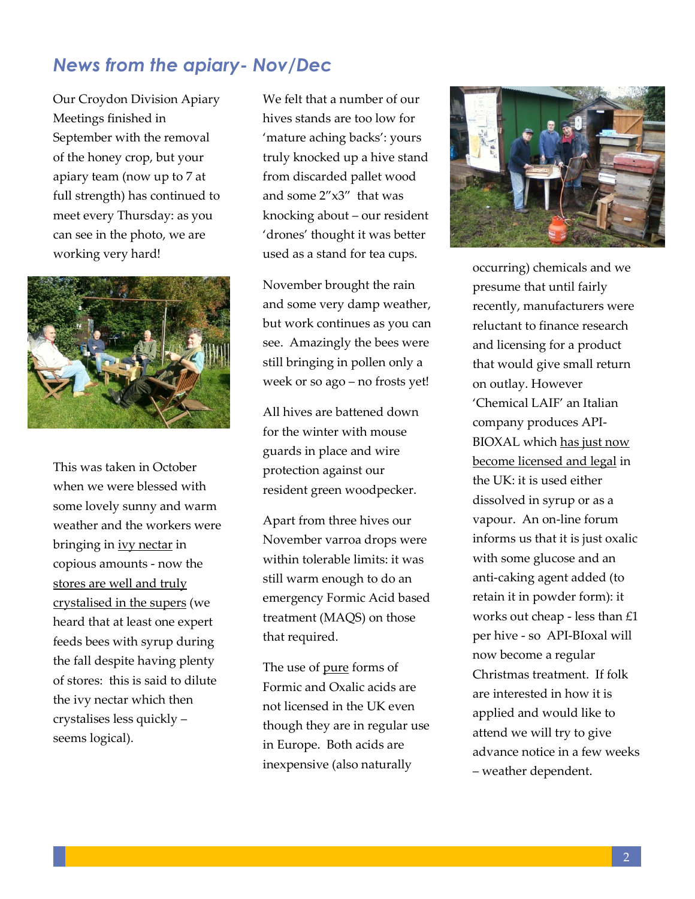## *News from the apiary- Nov/Dec*

Our Croydon Division Apiary Meetings finished in September with the removal of the honey crop, but your apiary team (now up to 7 at full strength) has continued to meet every Thursday: as you can see in the photo, we are working very hard!

This was taken in October when we were blessed with some lovely sunny and warm weather and the workers were bringing in <u>ivy nectar</u> in copious amounts - now the <u>stores are well and truly crystalised in the supers</u> (we heard that at least one expert feeds bees with syrup during the fall despite having plenty of stores: this is said to dilute the ivy nectar which then crystalises less quickly – seems logical).

We felt that a number of our hives stands are too low for 'mature aching backs': yours truly knocked up a hive stand from discarded pallet wood and some 2″x3″ that was knocking about – our resident 'drones' thought it was better used as a stand for tea cups.

November brought the rain and some very damp weather, but work continues as you can see. Amazingly the bees were still bringing in pollen only a week or so ago – no frosts yet!

All hives are battened down for the winter with mouse guards in place and wire protection against our resident green woodpecker.

Apart from three hives our November varroa drops were within tolerable limits: it was still warm enough to do an emergency Formic Acid based treatment (MAQS) on those that required.

The use of <u>pure</u> forms of Formic and Oxalic acids are not licensed in the UK even though they are in regular use in Europe. Both acids are inexpensive (also naturally occurring) chemicals and we presume that until fairly recently, manufacturers were reluctant to finance research and licensing for a product that would give small return on outlay. However 'Chemical LAIF' an Italian company produces API-BIOXAL which <u>has just now become licensed and legal</u> in the UK: it is used either dissolved in syrup or as a vapour. An on-line forum informs us that it is just oxalic with some glucose and an anti-caking agent added (to retain it in powder form): it works out cheap - less than £1 per hive - so API-BIoxal will now become a regular Christmas treatment. If folk are interested in how it is applied and would like to attend we will try to give advance notice in a few weeks – weather dependent.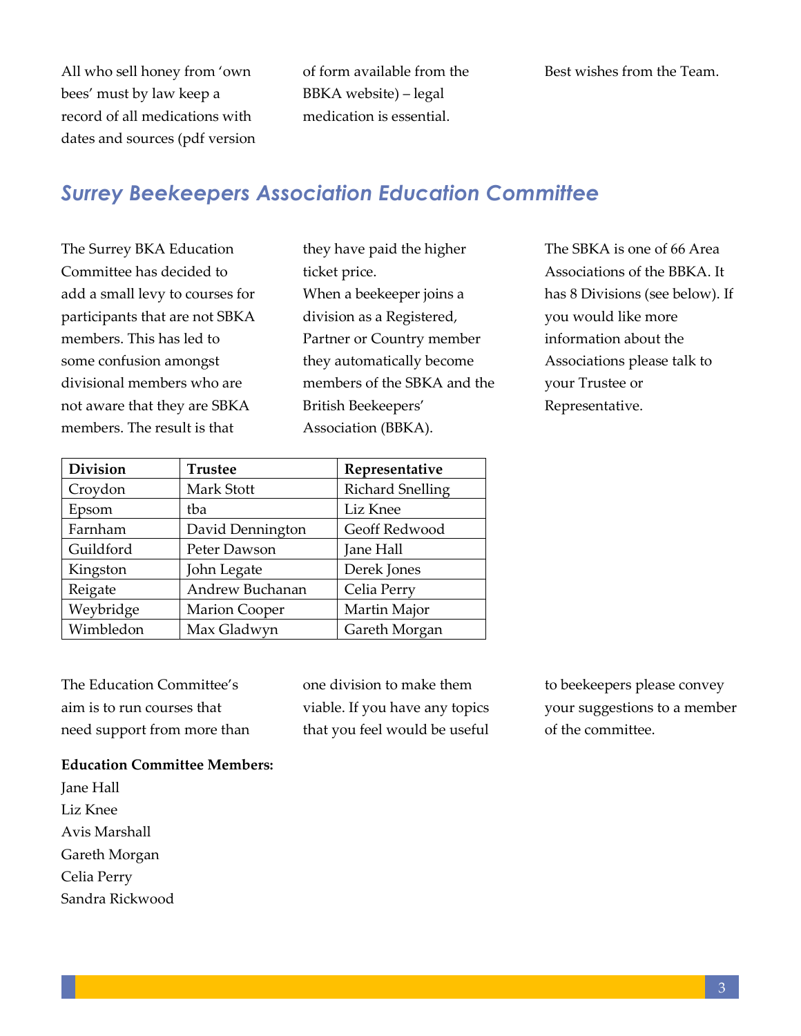All who sell honey from 'own bees' must by law keep a record of all medications with dates and sources (pdf version of form available from the BBKA website) – legal medication is essential.

Best wishes from the Team.

## *Surrey Beekeepers Association Education Committee*

The Surrey BKA Education Committee has decided to add a small levy to courses for participants that are not SBKA members. This has led to some confusion amongst divisional members who are not aware that they are SBKA members. The result is that they have paid the higher ticket price.

When a beekeeper joins a division as a Registered, Partner or Country member they automatically become members of the SBKA and the British Beekeepers' Association (BBKA).

The SBKA is one of 66 Area Associations of the BBKA. It has 8 Divisions (see below). If you would like more information about the Associations please talk to your Trustee or Representative.

| Division | Trustee | Representative |
|---|---|---|
| Croydon | Mark Stott | Richard Snelling |
| Epsom | tba | Liz Knee |
| Farnham | David Dennington | Geoff Redwood |
| Guildford | Peter Dawson | Jane Hall |
| Kingston | John Legate | Derek Jones |
| Reigate | Andrew Buchanan | Celia Perry |
| Weybridge | Marion Cooper | Martin Major |
| Wimbledon | Max Gladwyn | Gareth Morgan |

The Education Committee's aim is to run courses that need support from more than one division to make them viable. If you have any topics that you feel would be useful to beekeepers please convey your suggestions to a member of the committee.

**Education Committee Members:**

Jane Hall  
Liz Knee  
Avis Marshall  
Gareth Morgan  
Celia Perry  
Sandra Rickwood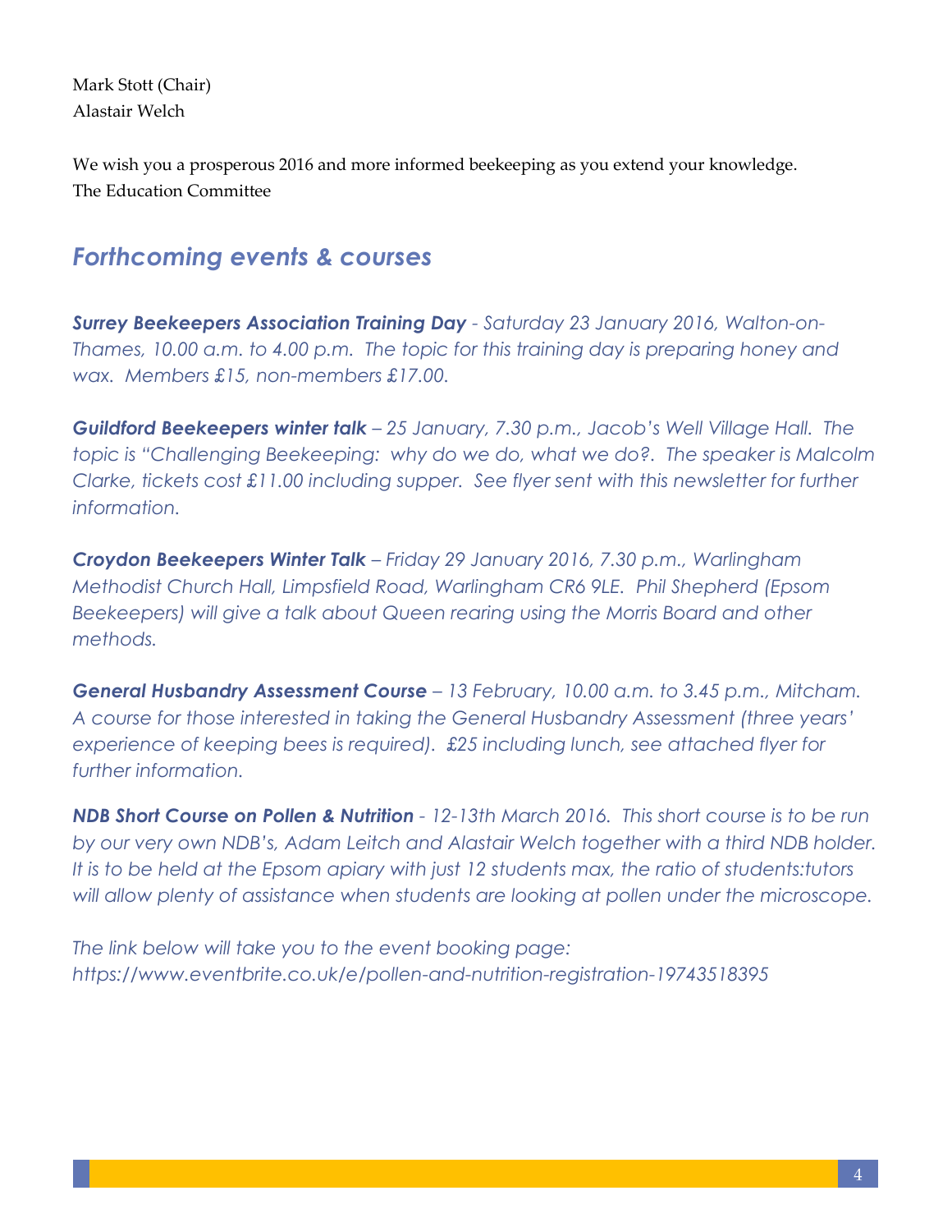Mark Stott (Chair)
Alastair Welch

We wish you a prosperous 2016 and more informed beekeeping as you extend your knowledge.
The Education Committee

## *Forthcoming events & courses*

***Surrey Beekeepers Association Training Day*** *- Saturday 23 January 2016, Walton-on-Thames, 10.00 a.m. to 4.00 p.m. The topic for this training day is preparing honey and wax. Members £15, non-members £17.00.*

***Guildford Beekeepers winter talk*** *– 25 January, 7.30 p.m., Jacob's Well Village Hall. The topic is "Challenging Beekeeping: why do we do, what we do?. The speaker is Malcolm Clarke, tickets cost £11.00 including supper. See flyer sent with this newsletter for further information.*

***Croydon Beekeepers Winter Talk*** *– Friday 29 January 2016, 7.30 p.m., Warlingham Methodist Church Hall, Limpsfield Road, Warlingham CR6 9LE. Phil Shepherd (Epsom Beekeepers) will give a talk about Queen rearing using the Morris Board and other methods.*

***General Husbandry Assessment Course*** *– 13 February, 10.00 a.m. to 3.45 p.m., Mitcham. A course for those interested in taking the General Husbandry Assessment (three years' experience of keeping bees is required). £25 including lunch, see attached flyer for further information.*

***NDB Short Course on Pollen & Nutrition*** *- 12-13th March 2016. This short course is to be run by our very own NDB's, Adam Leitch and Alastair Welch together with a third NDB holder. It is to be held at the Epsom apiary with just 12 students max, the ratio of students:tutors will allow plenty of assistance when students are looking at pollen under the microscope.*

*The link below will take you to the event booking page:*
*https://www.eventbrite.co.uk/e/pollen-and-nutrition-registration-19743518395*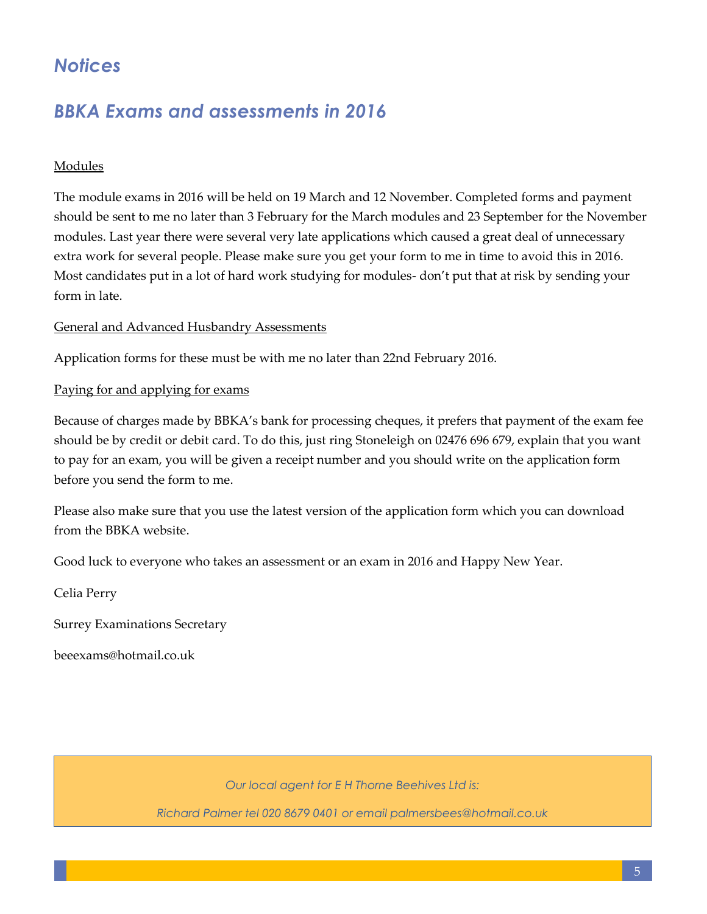## *Notices*

## *BBKA Exams and assessments in 2016*

Modules

The module exams in 2016 will be held on 19 March and 12 November. Completed forms and payment should be sent to me no later than 3 February for the March modules and 23 September for the November modules. Last year there were several very late applications which caused a great deal of unnecessary extra work for several people. Please make sure you get your form to me in time to avoid this in 2016. Most candidates put in a lot of hard work studying for modules- don't put that at risk by sending your form in late.

General and Advanced Husbandry Assessments

Application forms for these must be with me no later than 22nd February 2016.

Paying for and applying for exams

Because of charges made by BBKA's bank for processing cheques, it prefers that payment of the exam fee should be by credit or debit card. To do this, just ring Stoneleigh on 02476 696 679, explain that you want to pay for an exam, you will be given a receipt number and you should write on the application form before you send the form to me.

Please also make sure that you use the latest version of the application form which you can download from the BBKA website.

Good luck to everyone who takes an assessment or an exam in 2016 and Happy New Year.

Celia Perry

Surrey Examinations Secretary

beeexams@hotmail.co.uk

*Our local agent for E H Thorne Beehives Ltd is:*

*Richard Palmer tel 020 8679 0401 or email palmersbees@hotmail.co.uk*